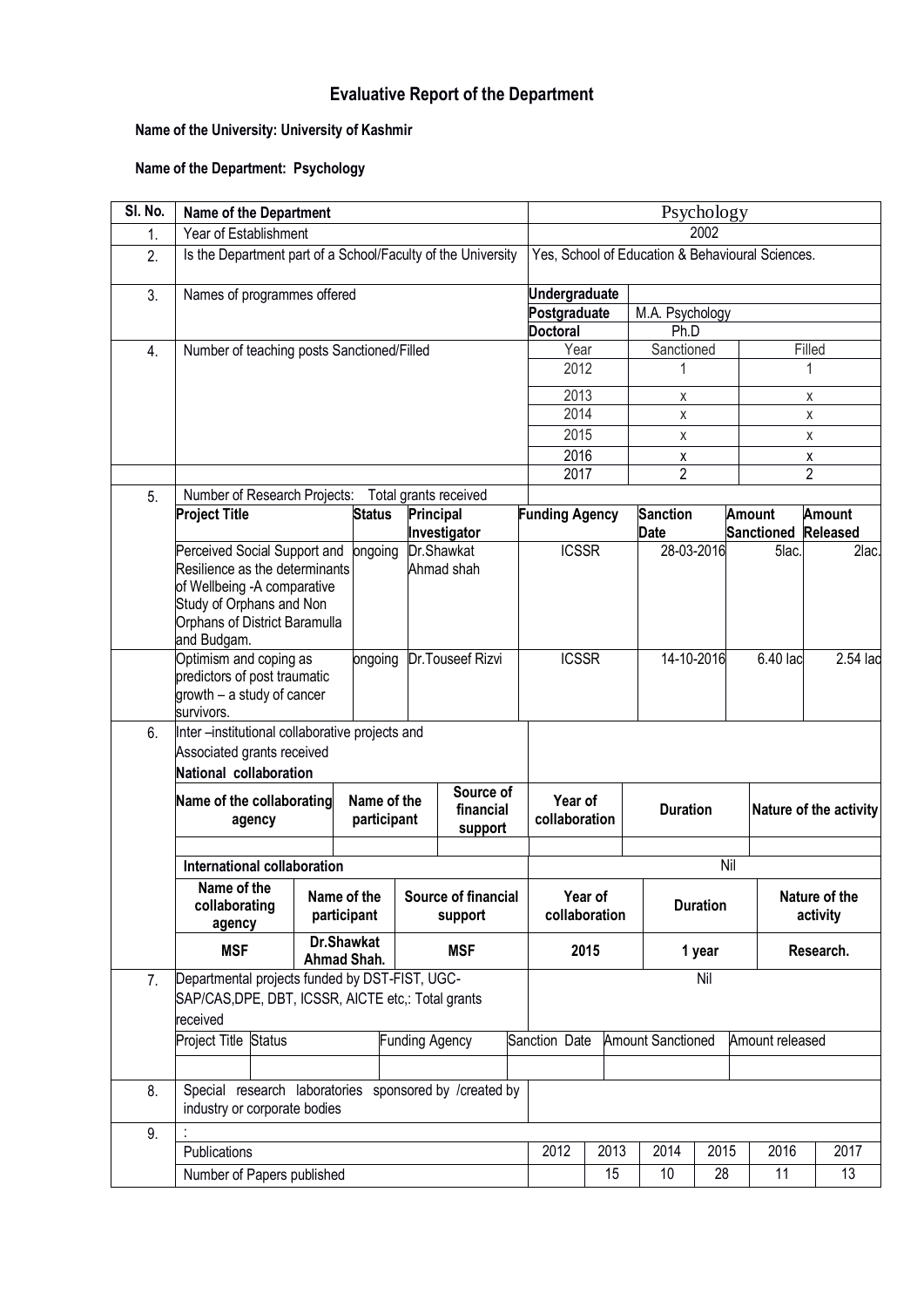# Evaluative Report of the Department

**Name of the University: University of Kashmir**

**Name of the Department: Psychology**

| Sl. No. | Name of the Department | | | | | | Psychology | | | | | |
|---|---|---|---|---|---|---|---|---|---|---|---|---|
| 1. | Year of Establishment | | | | | | 2002 | | | | | |
| 2. | Is the Department part of a School/Faculty of the University | | | | | | Yes, School of Education & Behavioural Sciences. | | | | | |
| 3. | Names of programmes offered | | | | | | Undergraduate | | | | | |
| | | | | | | | Postgraduate | | M.A. Psychology | | | |
| | | | | | | | Doctoral | | Ph.D | | | |
| 4. | Number of teaching posts Sanctioned/Filled | | | | | | Year | | Sanctioned | | Filled | |
| | | | | | | | 2012 | | 1 | | 1 | |
| | | | | | | | 2013 | | x | | x | |
| | | | | | | | 2014 | | x | | x | |
| | | | | | | | 2015 | | x | | x | |
| | | | | | | | 2016 | | x | | x | |
| | | | | | | | 2017 | | 2 | | 2 | |
| 5. | Number of Research Projects: Total grants received | | | | | | | | | | | |
| | **Project Title** | **Status** | **Principal Investigator** | | | | **Funding Agency** | | **Sanction Date** | | **Amount Sanctioned** | **Amount Released** |
| | Perceived Social Support and Resilience as the determinants of Wellbeing -A comparative Study of Orphans and Non Orphans of District Baramulla and Budgam. | ongoing | Dr.Shawkat Ahmad shah | | | | ICSSR | | 28-03-2016 | | 5lac. | 2lac. |
| | Optimism and coping as predictors of post traumatic growth – a study of cancer survivors. | ongoing | Dr.Touseef Rizvi | | | | ICSSR | | 14-10-2016 | | 6.40 lac | 2.54 lac |
| 6. | Inter –institutional collaborative projects and Associated grants received<br>**National collaboration** | | | | | | | | | | | |
| | **Name of the collaborating agency** | **Name of the participant** | | **Source of financial support** | | | **Year of collaboration** | | **Duration** | | **Nature of the activity** | |
| | | | | | | | | | | | | |
| | **International collaboration** | | | | | | Nil | | | | | |
| | **Name of the collaborating agency** | **Name of the participant** | | **Source of financial support** | | | **Year of collaboration** | | **Duration** | | **Nature of the activity** | |
| | **MSF** | **Dr.Shawkat Ahmad Shah.** | | **MSF** | | | **2015** | | **1 year** | | **Research.** | |
| 7. | Departmental projects funded by DST-FIST, UGC-SAP/CAS,DPE, DBT, ICSSR, AICTE etc,: Total grants received | | | | | | Nil | | | | | |
| | Project Title | Status | | Funding Agency | | | Sanction Date | | Amount Sanctioned | | Amount released | |
| | | | | | | | | | | | | |
| 8. | Special research laboratories sponsored by /created by industry or corporate bodies | | | | | | | | | | | |
| 9. | : | | | | | | | | | | | |
| | Publications | | | | | | 2012 | 2013 | 2014 | 2015 | 2016 | 2017 |
| | Number of Papers published | | | | | | | 15 | 10 | 28 | 11 | 13 |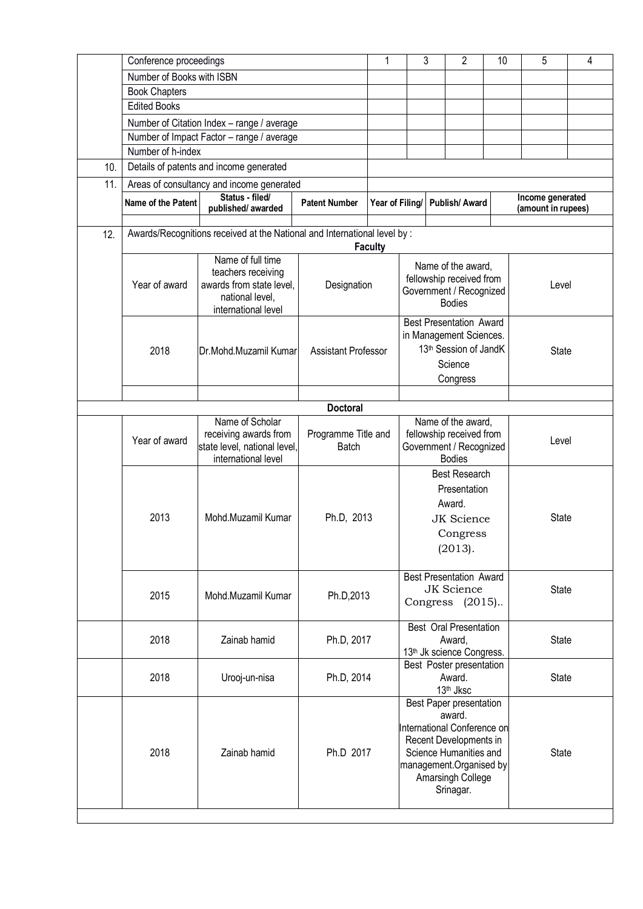|  | Conference proceedings |  |  | 1 | 3 | 2 | 10 | 5 | 4 |
|---|---|---|---|---|---|---|---|---|---|
|  | Number of Books with ISBN |  |  |  |  |  |  |  |  |
|  | Book Chapters |  |  |  |  |  |  |  |  |
|  | Edited Books |  |  |  |  |  |  |  |  |
|  | Number of Citation Index – range / average |  |  |  |  |  |  |  |  |
|  | Number of Impact Factor – range / average |  |  |  |  |  |  |  |  |
|  | Number of h-index |  |  |  |  |  |  |  |  |
| 10. | Details of patents and income generated |  |  |  |  |  |  |  |  |
| 11. | Areas of consultancy and income generated |  |  |  |  |  |  |  |  |
|  | **Name of the Patent** | **Status - filed/ published/ awarded** | **Patent Number** | **Year of Filing/** | **Publish/ Award** |  |  | **Income generated (amount in rupees)** |  |
|  |  |  |  |  |  |  |  |  |  |

| 12. | Awards/Recognitions received at the National and International level by : |  |  |  |  |
|---|---|---|---|---|---|
|  |  |  | **Faculty** |  |  |
|  | Year of award | Name of full time teachers receiving awards from state level, national level, international level | Designation | Name of the award, fellowship received from Government / Recognized Bodies | Level |
|  | 2018 | Dr.Mohd.Muzamil Kumar | Assistant Professor | Best Presentation Award in Management Sciences. 13th Session of JandK Science Congress | State |
|  |  |  |  |  |  |
|  |  |  | **Doctoral** |  |  |
|  | Year of award | Name of Scholar receiving awards from state level, national level, international level | Programme Title and Batch | Name of the award, fellowship received from Government / Recognized Bodies | Level |
|  | 2013 | Mohd.Muzamil Kumar | Ph.D, 2013 | Best Research Presentation Award. JK Science Congress (2013). | State |
|  | 2015 | Mohd.Muzamil Kumar | Ph.D,2013 | Best Presentation Award JK Science Congress (2015).. | State |
|  | 2018 | Zainab hamid | Ph.D, 2017 | Best Oral Presentation Award, 13th Jk science Congress. | State |
|  | 2018 | Urooj-un-nisa | Ph.D, 2014 | Best Poster presentation Award. 13th Jksc | State |
|  | 2018 | Zainab hamid | Ph.D 2017 | Best Paper presentation award. International Conference on Recent Developments in Science Humanities and management.Organised by Amarsingh College Srinagar. | State |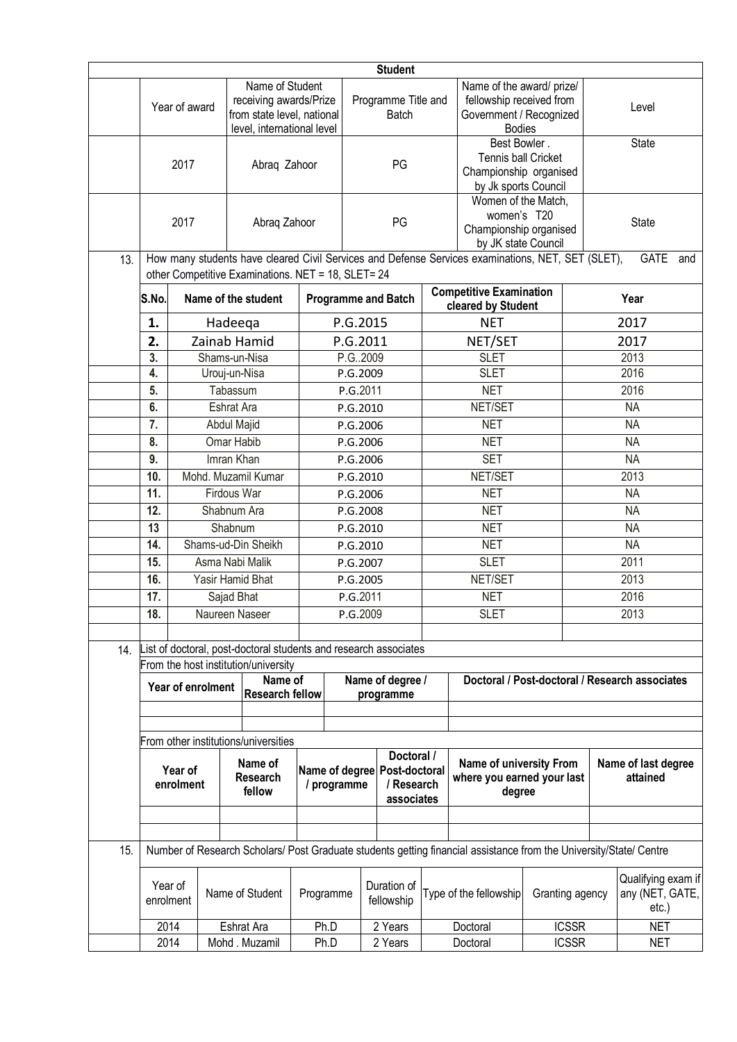**Student**

| Year of award | Name of Student receiving awards/Prize from state level, national level, international level | Programme Title and Batch | Name of the award/ prize/ fellowship received from Government / Recognized Bodies | Level |
|---|---|---|---|---|
| 2017 | Abraq Zahoor | PG | Best Bowler . Tennis ball Cricket Championship organised by Jk sports Council | State |
| 2017 | Abraq Zahoor | PG | Women of the Match, women's T20 Championship organised by JK state Council | State |

13. How many students have cleared Civil Services and Defense Services examinations, NET, SET (SLET), GATE and other Competitive Examinations. NET = 18, SLET= 24

| S.No. | Name of the student | Programme and Batch | Competitive Examination cleared by Student | Year |
|---|---|---|---|---|
| 1. | Hadeeqa | P.G.2015 | NET | 2017 |
| 2. | Zainab Hamid | P.G.2011 | NET/SET | 2017 |
| 3. | Shams-un-Nisa | P.G..2009 | SLET | 2013 |
| 4. | Urouj-un-Nisa | P.G.2009 | SLET | 2016 |
| 5. | Tabassum | P.G.2011 | NET | 2016 |
| 6. | Eshrat Ara | P.G.2010 | NET/SET | NA |
| 7. | Abdul Majid | P.G.2006 | NET | NA |
| 8. | Omar Habib | P.G.2006 | NET | NA |
| 9. | Imran Khan | P.G.2006 | SET | NA |
| 10. | Mohd. Muzamil Kumar | P.G.2010 | NET/SET | 2013 |
| 11. | Firdous War | P.G.2006 | NET | NA |
| 12. | Shabnum Ara | P.G.2008 | NET | NA |
| 13 | Shabnum | P.G.2010 | NET | NA |
| 14. | Shams-ud-Din Sheikh | P.G.2010 | NET | NA |
| 15. | Asma Nabi Malik | P.G.2007 | SLET | 2011 |
| 16. | Yasir Hamid Bhat | P.G.2005 | NET/SET | 2013 |
| 17. | Sajad Bhat | P.G.2011 | NET | 2016 |
| 18. | Naureen Naseer | P.G.2009 | SLET | 2013 |
| | | | | |

14. List of doctoral, post-doctoral students and research associates

From the host institution/university

| Year of enrolment | Name of Research fellow | Name of degree / programme | Doctoral / Post-doctoral / Research associates |
|---|---|---|---|
| | | | |
| | | | |

From other institutions/universities

| Year of enrolment | Name of Research fellow | Name of degree / programme | Doctoral / Post-doctoral / Research associates | Name of university From where you earned your last degree | Name of last degree attained |
|---|---|---|---|---|---|
| | | | | | |
| | | | | | |

15. Number of Research Scholars/ Post Graduate students getting financial assistance from the University/State/ Centre

| Year of enrolment | Name of Student | Programme | Duration of fellowship | Type of the fellowship | Granting agency | Qualifying exam if any (NET, GATE, etc.) |
|---|---|---|---|---|---|---|
| 2014 | Eshrat Ara | Ph.D | 2 Years | Doctoral | ICSSR | NET |
| 2014 | Mohd . Muzamil | Ph.D | 2 Years | Doctoral | ICSSR | NET |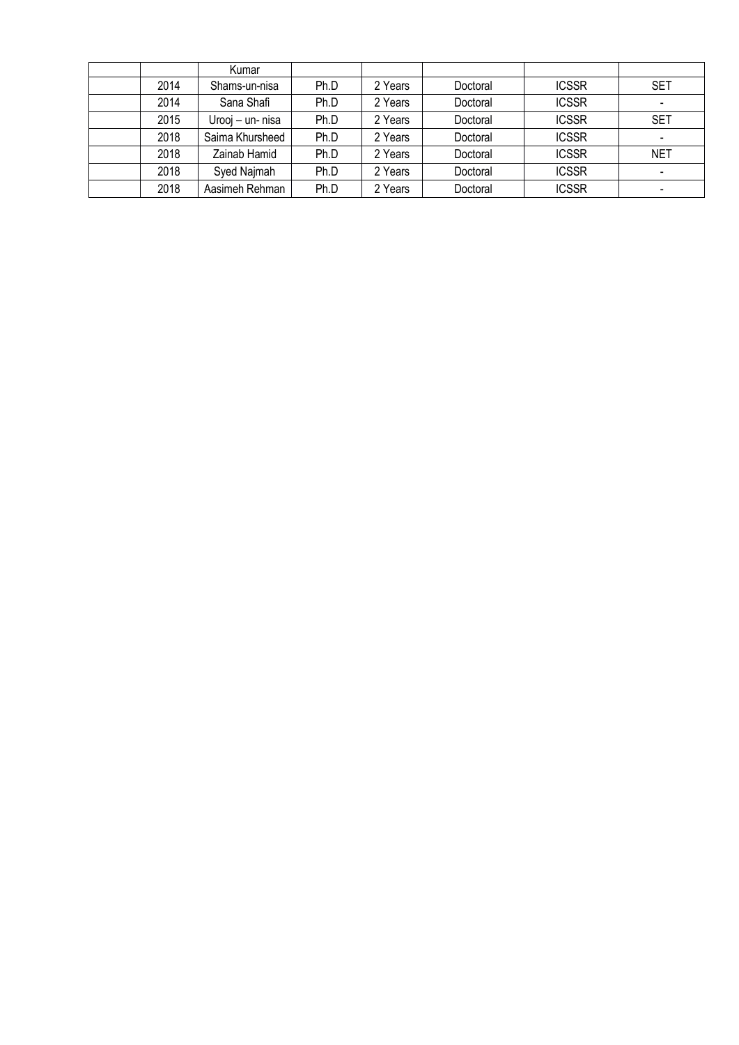| | | | | | | | |
|---|---|---|---|---|---|---|---|
| | | Kumar | | | | | |
| | 2014 | Shams-un-nisa | Ph.D | 2 Years | Doctoral | ICSSR | SET |
| | 2014 | Sana Shafi | Ph.D | 2 Years | Doctoral | ICSSR | - |
| | 2015 | Urooj – un- nisa | Ph.D | 2 Years | Doctoral | ICSSR | SET |
| | 2018 | Saima Khursheed | Ph.D | 2 Years | Doctoral | ICSSR | - |
| | 2018 | Zainab Hamid | Ph.D | 2 Years | Doctoral | ICSSR | NET |
| | 2018 | Syed Najmah | Ph.D | 2 Years | Doctoral | ICSSR | - |
| | 2018 | Aasimeh Rehman | Ph.D | 2 Years | Doctoral | ICSSR | - |